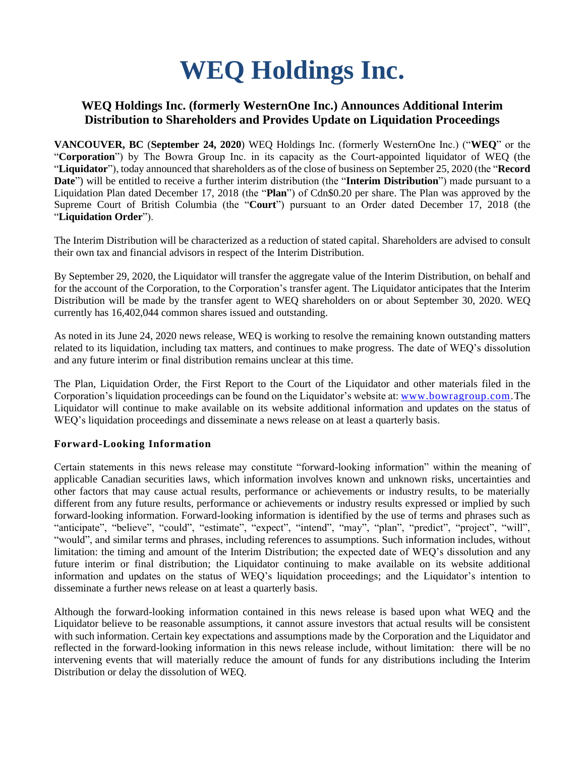# WEQ Holdings Inc.

## WEQ Holdings Inc. (formerly WesternOne Inc.) Announces Additional Interim Distribution to Shareholders and Provides Update on Liquidation Proceedings

**VANCOUVER, BC** (**September 24, 2020**) WEQ Holdings Inc. (formerly WesternOne Inc.) ("**WEQ**" or the "**Corporation**") by The Bowra Group Inc. in its capacity as the Court-appointed liquidator of WEQ (the "**Liquidator**"), today announced that shareholders as of the close of business on September 25, 2020 (the "**Record Date**") will be entitled to receive a further interim distribution (the "**Interim Distribution**") made pursuant to a Liquidation Plan dated December 17, 2018 (the "**Plan**") of Cdn$0.20 per share. The Plan was approved by the Supreme Court of British Columbia (the "**Court**") pursuant to an Order dated December 17, 2018 (the "**Liquidation Order**").

The Interim Distribution will be characterized as a reduction of stated capital. Shareholders are advised to consult their own tax and financial advisors in respect of the Interim Distribution.

By September 29, 2020, the Liquidator will transfer the aggregate value of the Interim Distribution, on behalf and for the account of the Corporation, to the Corporation's transfer agent. The Liquidator anticipates that the Interim Distribution will be made by the transfer agent to WEQ shareholders on or about September 30, 2020. WEQ currently has 16,402,044 common shares issued and outstanding.

As noted in its June 24, 2020 news release, WEQ is working to resolve the remaining known outstanding matters related to its liquidation, including tax matters, and continues to make progress. The date of WEQ's dissolution and any future interim or final distribution remains unclear at this time.

The Plan, Liquidation Order, the First Report to the Court of the Liquidator and other materials filed in the Corporation's liquidation proceedings can be found on the Liquidator's website at: www.bowragroup.com. The Liquidator will continue to make available on its website additional information and updates on the status of WEQ's liquidation proceedings and disseminate a news release on at least a quarterly basis.

### Forward-Looking Information

Certain statements in this news release may constitute "forward-looking information" within the meaning of applicable Canadian securities laws, which information involves known and unknown risks, uncertainties and other factors that may cause actual results, performance or achievements or industry results, to be materially different from any future results, performance or achievements or industry results expressed or implied by such forward-looking information. Forward-looking information is identified by the use of terms and phrases such as "anticipate", "believe", "could", "estimate", "expect", "intend", "may", "plan", "predict", "project", "will", "would", and similar terms and phrases, including references to assumptions. Such information includes, without limitation: the timing and amount of the Interim Distribution; the expected date of WEQ's dissolution and any future interim or final distribution; the Liquidator continuing to make available on its website additional information and updates on the status of WEQ's liquidation proceedings; and the Liquidator's intention to disseminate a further news release on at least a quarterly basis.

Although the forward-looking information contained in this news release is based upon what WEQ and the Liquidator believe to be reasonable assumptions, it cannot assure investors that actual results will be consistent with such information. Certain key expectations and assumptions made by the Corporation and the Liquidator and reflected in the forward-looking information in this news release include, without limitation: there will be no intervening events that will materially reduce the amount of funds for any distributions including the Interim Distribution or delay the dissolution of WEQ.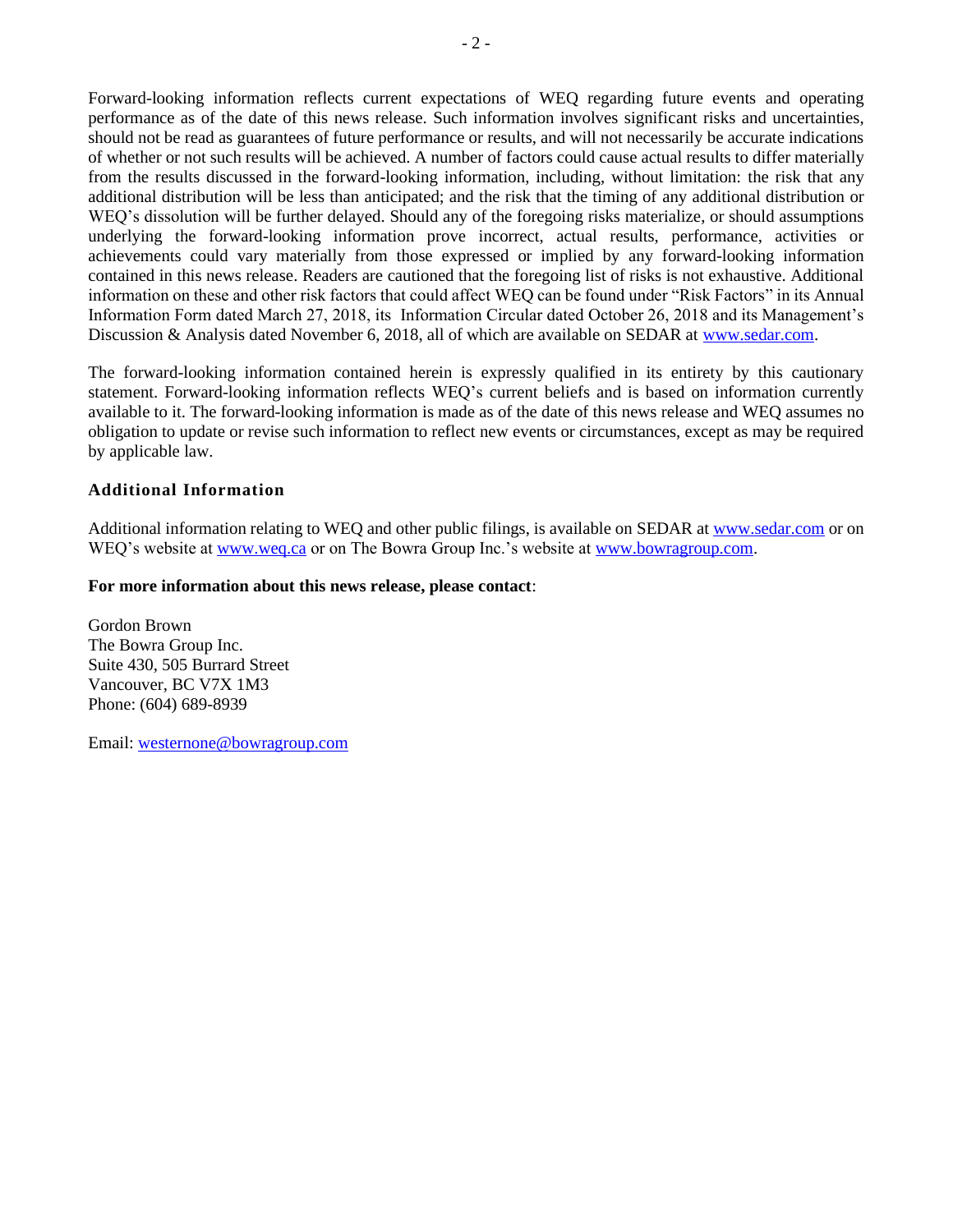Forward-looking information reflects current expectations of WEQ regarding future events and operating performance as of the date of this news release. Such information involves significant risks and uncertainties, should not be read as guarantees of future performance or results, and will not necessarily be accurate indications of whether or not such results will be achieved. A number of factors could cause actual results to differ materially from the results discussed in the forward-looking information, including, without limitation: the risk that any additional distribution will be less than anticipated; and the risk that the timing of any additional distribution or WEQ's dissolution will be further delayed. Should any of the foregoing risks materialize, or should assumptions underlying the forward-looking information prove incorrect, actual results, performance, activities or achievements could vary materially from those expressed or implied by any forward-looking information contained in this news release. Readers are cautioned that the foregoing list of risks is not exhaustive. Additional information on these and other risk factors that could affect WEQ can be found under "Risk Factors" in its Annual Information Form dated March 27, 2018, its Information Circular dated October 26, 2018 and its Management's Discussion & Analysis dated November 6, 2018, all of which are available on SEDAR at www.sedar.com.

The forward-looking information contained herein is expressly qualified in its entirety by this cautionary statement. Forward-looking information reflects WEQ's current beliefs and is based on information currently available to it. The forward-looking information is made as of the date of this news release and WEQ assumes no obligation to update or revise such information to reflect new events or circumstances, except as may be required by applicable law.

### Additional Information

Additional information relating to WEQ and other public filings, is available on SEDAR at www.sedar.com or on WEQ's website at www.weq.ca or on The Bowra Group Inc.'s website at www.bowragroup.com.

**For more information about this news release, please contact**:

Gordon Brown
The Bowra Group Inc.
Suite 430, 505 Burrard Street
Vancouver, BC V7X 1M3
Phone: (604) 689-8939

Email: westernone@bowragroup.com